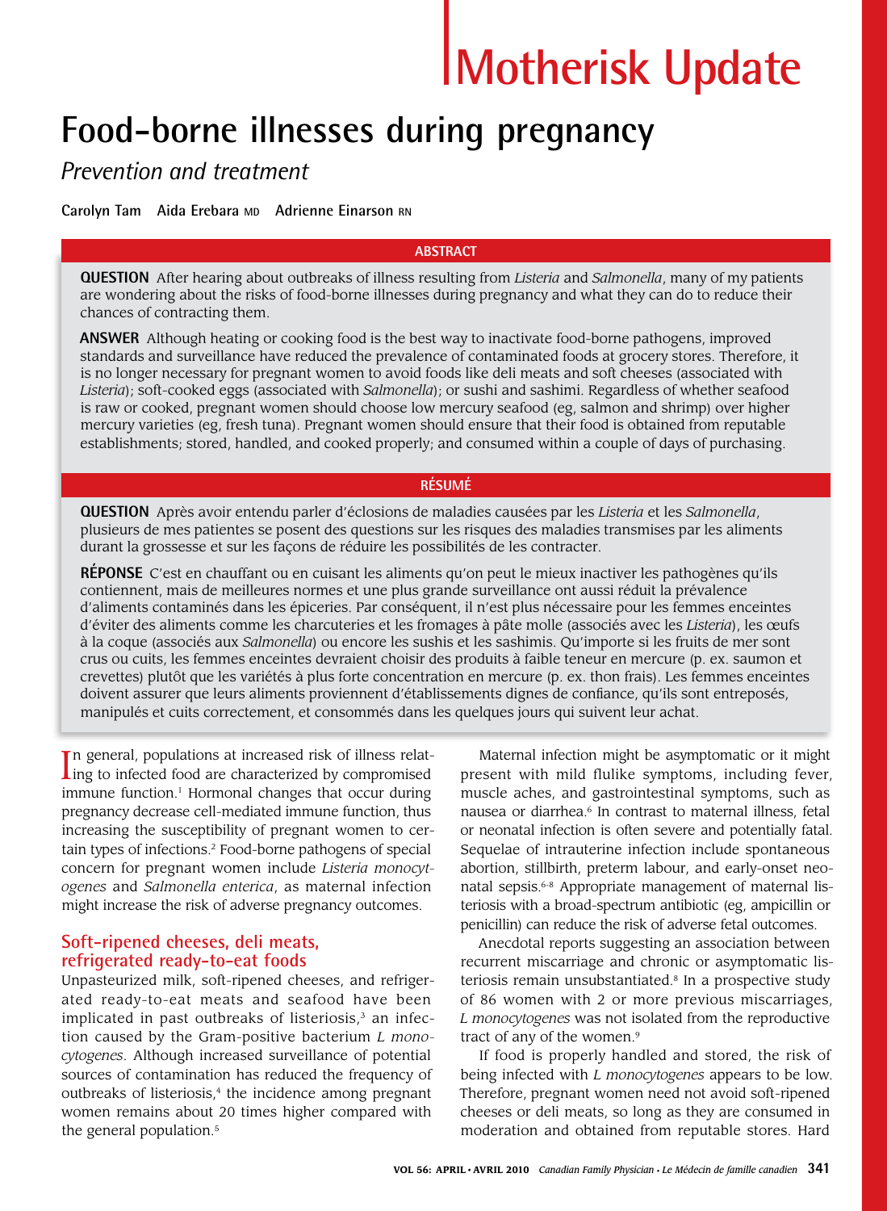# Motherisk Update

# Food-borne illnesses during pregnancy

## *Prevention and treatment*

**Carolyn Tam   Aida Erebara MD   Adrienne Einarson RN**

### ABSTRACT

**QUESTION** After hearing about outbreaks of illness resulting from *Listeria* and *Salmonella*, many of my patients are wondering about the risks of food-borne illnesses during pregnancy and what they can do to reduce their chances of contracting them.

**ANSWER** Although heating or cooking food is the best way to inactivate food-borne pathogens, improved standards and surveillance have reduced the prevalence of contaminated foods at grocery stores. Therefore, it is no longer necessary for pregnant women to avoid foods like deli meats and soft cheeses (associated with *Listeria*); soft-cooked eggs (associated with *Salmonella*); or sushi and sashimi. Regardless of whether seafood is raw or cooked, pregnant women should choose low mercury seafood (eg, salmon and shrimp) over higher mercury varieties (eg, fresh tuna). Pregnant women should ensure that their food is obtained from reputable establishments; stored, handled, and cooked properly; and consumed within a couple of days of purchasing.

### RÉSUMÉ

**QUESTION** Après avoir entendu parler d'éclosions de maladies causées par les *Listeria* et les *Salmonella*, plusieurs de mes patientes se posent des questions sur les risques des maladies transmises par les aliments durant la grossesse et sur les façons de réduire les possibilités de les contracter.

**RÉPONSE** C'est en chauffant ou en cuisant les aliments qu'on peut le mieux inactiver les pathogènes qu'ils contiennent, mais de meilleures normes et une plus grande surveillance ont aussi réduit la prévalence d'aliments contaminés dans les épiceries. Par conséquent, il n'est plus nécessaire pour les femmes enceintes d'éviter des aliments comme les charcuteries et les fromages à pâte molle (associés avec les *Listeria*), les œufs à la coque (associés aux *Salmonella*) ou encore les sushis et les sashimis. Qu'importe si les fruits de mer sont crus ou cuits, les femmes enceintes devraient choisir des produits à faible teneur en mercure (p. ex. saumon et crevettes) plutôt que les variétés à plus forte concentration en mercure (p. ex. thon frais). Les femmes enceintes doivent assurer que leurs aliments proviennent d'établissements dignes de confiance, qu'ils sont entreposés, manipulés et cuits correctement, et consommés dans les quelques jours qui suivent leur achat.

In general, populations at increased risk of illness relating to infected food are characterized by compromised immune function.[1] Hormonal changes that occur during pregnancy decrease cell-mediated immune function, thus increasing the susceptibility of pregnant women to certain types of infections.[2] Food-borne pathogens of special concern for pregnant women include *Listeria monocytogenes* and *Salmonella enterica*, as maternal infection might increase the risk of adverse pregnancy outcomes.

### Soft-ripened cheeses, deli meats, refrigerated ready-to-eat foods

Unpasteurized milk, soft-ripened cheeses, and refrigerated ready-to-eat meats and seafood have been implicated in past outbreaks of listeriosis,[3] an infection caused by the Gram-positive bacterium *L monocytogenes*. Although increased surveillance of potential sources of contamination has reduced the frequency of outbreaks of listeriosis,[4] the incidence among pregnant women remains about 20 times higher compared with the general population.[5]

Maternal infection might be asymptomatic or it might present with mild flulike symptoms, including fever, muscle aches, and gastrointestinal symptoms, such as nausea or diarrhea.[6] In contrast to maternal illness, fetal or neonatal infection is often severe and potentially fatal. Sequelae of intrauterine infection include spontaneous abortion, stillbirth, preterm labour, and early-onset neonatal sepsis.[6-8] Appropriate management of maternal listeriosis with a broad-spectrum antibiotic (eg, ampicillin or penicillin) can reduce the risk of adverse fetal outcomes.

Anecdotal reports suggesting an association between recurrent miscarriage and chronic or asymptomatic listeriosis remain unsubstantiated.[8] In a prospective study of 86 women with 2 or more previous miscarriages, *L monocytogenes* was not isolated from the reproductive tract of any of the women.[9]

If food is properly handled and stored, the risk of being infected with *L monocytogenes* appears to be low. Therefore, pregnant women need not avoid soft-ripened cheeses or deli meats, so long as they are consumed in moderation and obtained from reputable stores. Hard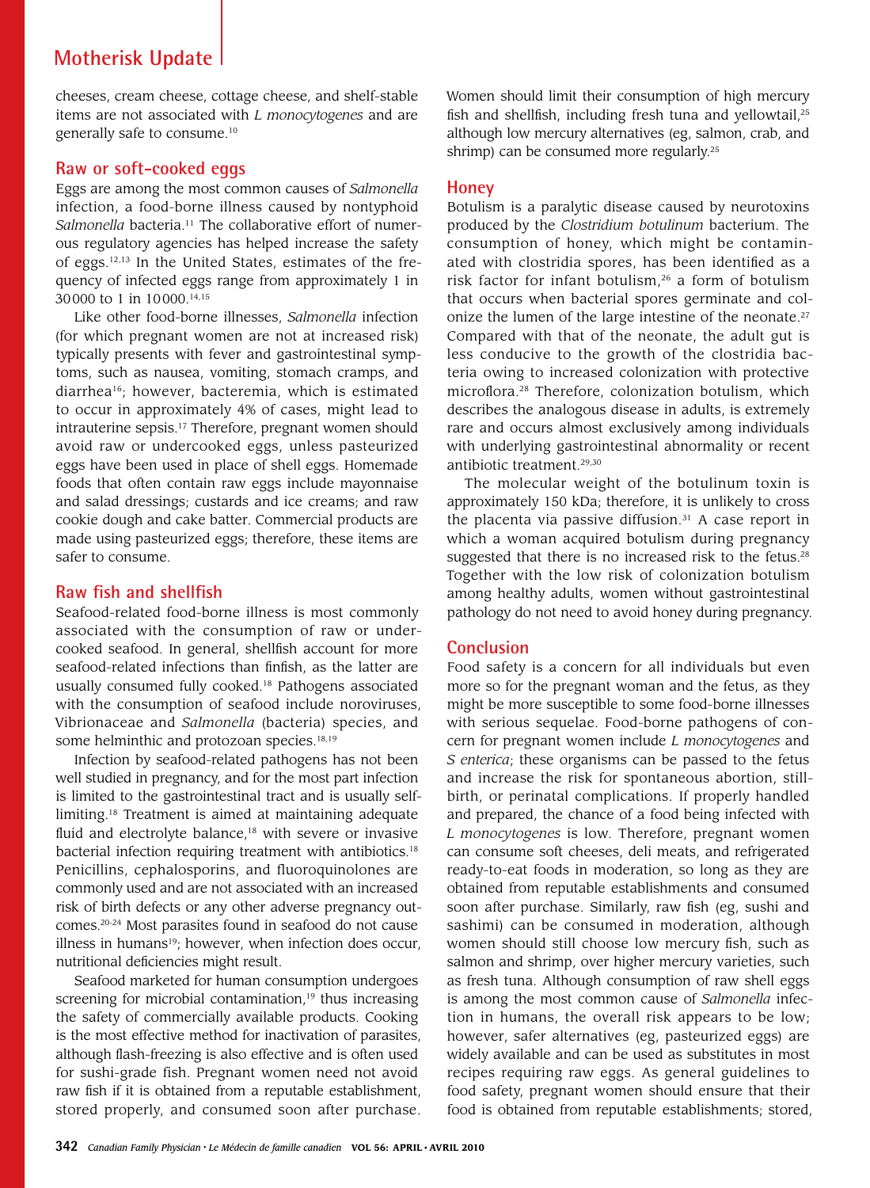cheeses, cream cheese, cottage cheese, and shelf-stable items are not associated with *L monocytogenes* and are generally safe to consume.[10]

## Raw or soft-cooked eggs

Eggs are among the most common causes of *Salmonella* infection, a food-borne illness caused by nontyphoid *Salmonella* bacteria.[11] The collaborative effort of numerous regulatory agencies has helped increase the safety of eggs.[12,13] In the United States, estimates of the frequency of infected eggs range from approximately 1 in 30000 to 1 in 10000.[14,15]

Like other food-borne illnesses, *Salmonella* infection (for which pregnant women are not at increased risk) typically presents with fever and gastrointestinal symptoms, such as nausea, vomiting, stomach cramps, and diarrhea[16]; however, bacteremia, which is estimated to occur in approximately 4% of cases, might lead to intrauterine sepsis.[17] Therefore, pregnant women should avoid raw or undercooked eggs, unless pasteurized eggs have been used in place of shell eggs. Homemade foods that often contain raw eggs include mayonnaise and salad dressings; custards and ice creams; and raw cookie dough and cake batter. Commercial products are made using pasteurized eggs; therefore, these items are safer to consume.

## Raw fish and shellfish

Seafood-related food-borne illness is most commonly associated with the consumption of raw or undercooked seafood. In general, shellfish account for more seafood-related infections than finfish, as the latter are usually consumed fully cooked.[18] Pathogens associated with the consumption of seafood include noroviruses, Vibrionaceae and *Salmonella* (bacteria) species, and some helminthic and protozoan species.[18,19]

Infection by seafood-related pathogens has not been well studied in pregnancy, and for the most part infection is limited to the gastrointestinal tract and is usually self-limiting.[18] Treatment is aimed at maintaining adequate fluid and electrolyte balance,[18] with severe or invasive bacterial infection requiring treatment with antibiotics.[18] Penicillins, cephalosporins, and fluoroquinolones are commonly used and are not associated with an increased risk of birth defects or any other adverse pregnancy outcomes.[20-24] Most parasites found in seafood do not cause illness in humans[19]; however, when infection does occur, nutritional deficiencies might result.

Seafood marketed for human consumption undergoes screening for microbial contamination,[19] thus increasing the safety of commercially available products. Cooking is the most effective method for inactivation of parasites, although flash-freezing is also effective and is often used for sushi-grade fish. Pregnant women need not avoid raw fish if it is obtained from a reputable establishment, stored properly, and consumed soon after purchase. Women should limit their consumption of high mercury fish and shellfish, including fresh tuna and yellowtail,[25] although low mercury alternatives (eg, salmon, crab, and shrimp) can be consumed more regularly.[25]

## Honey

Botulism is a paralytic disease caused by neurotoxins produced by the *Clostridium botulinum* bacterium. The consumption of honey, which might be contaminated with clostridia spores, has been identified as a risk factor for infant botulism,[26] a form of botulism that occurs when bacterial spores germinate and colonize the lumen of the large intestine of the neonate.[27] Compared with that of the neonate, the adult gut is less conducive to the growth of the clostridia bacteria owing to increased colonization with protective microflora.[28] Therefore, colonization botulism, which describes the analogous disease in adults, is extremely rare and occurs almost exclusively among individuals with underlying gastrointestinal abnormality or recent antibiotic treatment.[29,30]

The molecular weight of the botulinum toxin is approximately 150 kDa; therefore, it is unlikely to cross the placenta via passive diffusion.[31] A case report in which a woman acquired botulism during pregnancy suggested that there is no increased risk to the fetus.[28] Together with the low risk of colonization botulism among healthy adults, women without gastrointestinal pathology do not need to avoid honey during pregnancy.

## Conclusion

Food safety is a concern for all individuals but even more so for the pregnant woman and the fetus, as they might be more susceptible to some food-borne illnesses with serious sequelae. Food-borne pathogens of concern for pregnant women include *L monocytogenes* and *S enterica*; these organisms can be passed to the fetus and increase the risk for spontaneous abortion, stillbirth, or perinatal complications. If properly handled and prepared, the chance of a food being infected with *L monocytogenes* is low. Therefore, pregnant women can consume soft cheeses, deli meats, and refrigerated ready-to-eat foods in moderation, so long as they are obtained from reputable establishments and consumed soon after purchase. Similarly, raw fish (eg, sushi and sashimi) can be consumed in moderation, although women should still choose low mercury fish, such as salmon and shrimp, over higher mercury varieties, such as fresh tuna. Although consumption of raw shell eggs is among the most common cause of *Salmonella* infection in humans, the overall risk appears to be low; however, safer alternatives (eg, pasteurized eggs) are widely available and can be used as substitutes in most recipes requiring raw eggs. As general guidelines to food safety, pregnant women should ensure that their food is obtained from reputable establishments; stored,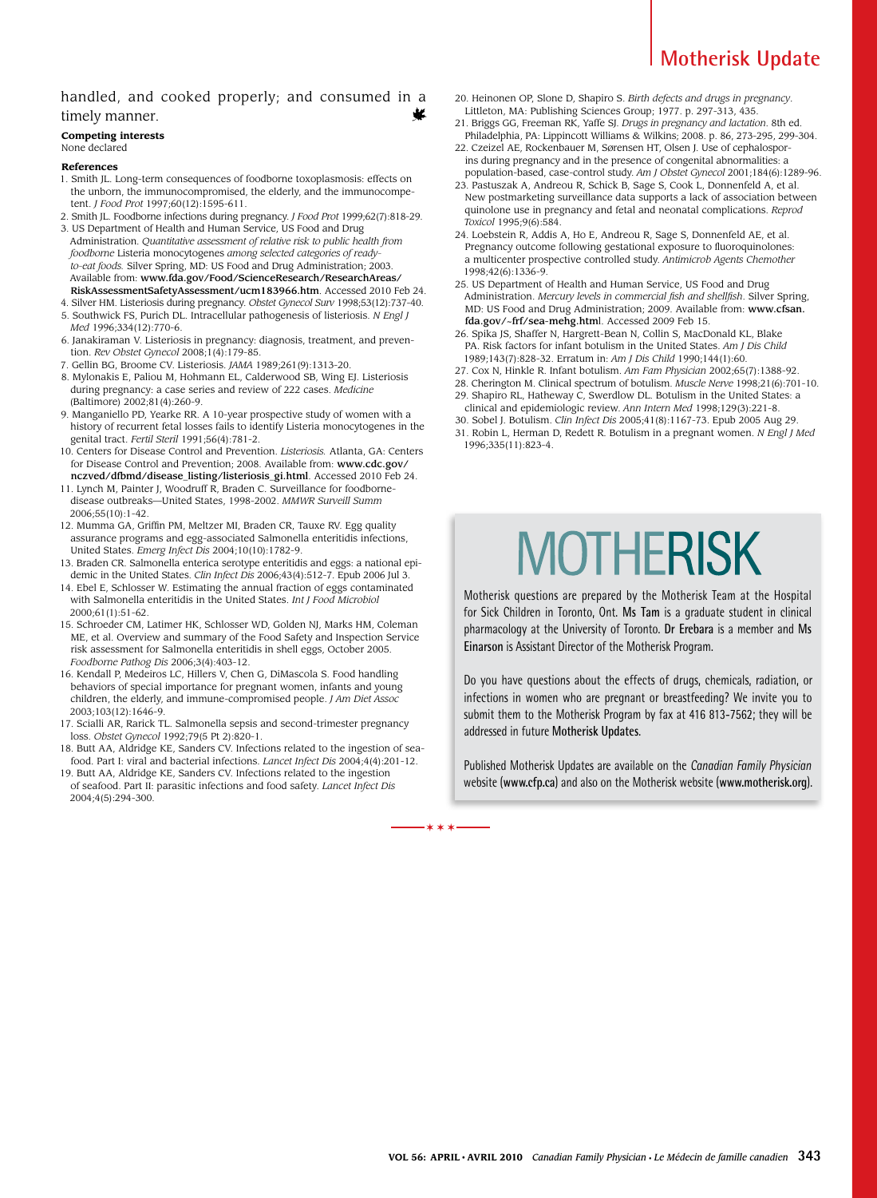handled, and cooked properly; and consumed in a timely manner.

**Competing interests**
None declared

**References**

1. Smith JL. Long-term consequences of foodborne toxoplasmosis: effects on the unborn, the immunocompromised, the elderly, and the immunocompetent. *J Food Prot* 1997;60(12):1595-611.
2. Smith JL. Foodborne infections during pregnancy. *J Food Prot* 1999;62(7):818-29.
3. US Department of Health and Human Service, US Food and Drug Administration. *Quantitative assessment of relative risk to public health from foodborne* Listeria monocytogenes *among selected categories of ready-to-eat foods.* Silver Spring, MD: US Food and Drug Administration; 2003. Available from: **www.fda.gov/Food/ScienceResearch/ResearchAreas/RiskAssessmentSafetyAssessment/ucm183966.htm**. Accessed 2010 Feb 24.
4. Silver HM. Listeriosis during pregnancy. *Obstet Gynecol Surv* 1998;53(12):737-40.
5. Southwick FS, Purich DL. Intracellular pathogenesis of listeriosis. *N Engl J Med* 1996;334(12):770-6.
6. Janakiraman V. Listeriosis in pregnancy: diagnosis, treatment, and prevention. *Rev Obstet Gynecol* 2008;1(4):179-85.
7. Gellin BG, Broome CV. Listeriosis. *JAMA* 1989;261(9):1313-20.
8. Mylonakis E, Paliou M, Hohmann EL, Calderwood SB, Wing EJ. Listeriosis during pregnancy: a case series and review of 222 cases. *Medicine* (Baltimore) 2002;81(4):260-9.
9. Manganiello PD, Yearke RR. A 10-year prospective study of women with a history of recurrent fetal losses fails to identify Listeria monocytogenes in the genital tract. *Fertil Steril* 1991;56(4):781-2.
10. Centers for Disease Control and Prevention. *Listeriosis.* Atlanta, GA: Centers for Disease Control and Prevention; 2008. Available from: **www.cdc.gov/nczved/dfbmd/disease_listing/listeriosis_gi.html**. Accessed 2010 Feb 24.
11. Lynch M, Painter J, Woodruff R, Braden C. Surveillance for foodborne-disease outbreaks—United States, 1998-2002. *MMWR Surveill Summ* 2006;55(10):1-42.
12. Mumma GA, Griffin PM, Meltzer MI, Braden CR, Tauxe RV. Egg quality assurance programs and egg-associated Salmonella enteritidis infections, United States. *Emerg Infect Dis* 2004;10(10):1782-9.
13. Braden CR. Salmonella enterica serotype enteritidis and eggs: a national epidemic in the United States. *Clin Infect Dis* 2006;43(4):512-7. Epub 2006 Jul 3.
14. Ebel E, Schlosser W. Estimating the annual fraction of eggs contaminated with Salmonella enteritidis in the United States. *Int J Food Microbiol* 2000;61(1):51-62.
15. Schroeder CM, Latimer HK, Schlosser WD, Golden NJ, Marks HM, Coleman ME, et al. Overview and summary of the Food Safety and Inspection Service risk assessment for Salmonella enteritidis in shell eggs, October 2005. *Foodborne Pathog Dis* 2006;3(4):403-12.
16. Kendall P, Medeiros LC, Hillers V, Chen G, DiMascola S. Food handling behaviors of special importance for pregnant women, infants and young children, the elderly, and immune-compromised people. *J Am Diet Assoc* 2003;103(12):1646-9.
17. Scialli AR, Rarick TL. Salmonella sepsis and second-trimester pregnancy loss. *Obstet Gynecol* 1992;79(5 Pt 2):820-1.
18. Butt AA, Aldridge KE, Sanders CV. Infections related to the ingestion of seafood. Part I: viral and bacterial infections. *Lancet Infect Dis* 2004;4(4):201-12.
19. Butt AA, Aldridge KE, Sanders CV. Infections related to the ingestion of seafood. Part II: parasitic infections and food safety. *Lancet Infect Dis* 2004;4(5):294-300.
20. Heinonen OP, Slone D, Shapiro S. *Birth defects and drugs in pregnancy.* Littleton, MA: Publishing Sciences Group; 1977. p. 297-313, 435.
21. Briggs GG, Freeman RK, Yaffe SJ. *Drugs in pregnancy and lactation.* 8th ed. Philadelphia, PA: Lippincott Williams & Wilkins; 2008. p. 86, 273-295, 299-304.
22. Czeizel AE, Rockenbauer M, Sørensen HT, Olsen J. Use of cephalosporins during pregnancy and in the presence of congenital abnormalities: a population-based, case-control study. *Am J Obstet Gynecol* 2001;184(6):1289-96.
23. Pastuszak A, Andreou R, Schick B, Sage S, Cook L, Donnenfeld A, et al. New postmarketing surveillance data supports a lack of association between quinolone use in pregnancy and fetal and neonatal complications. *Reprod Toxicol* 1995;9(6):584.
24. Loebstein R, Addis A, Ho E, Andreou R, Sage S, Donnenfeld AE, et al. Pregnancy outcome following gestational exposure to fluoroquinolones: a multicenter prospective controlled study. *Antimicrob Agents Chemother* 1998;42(6):1336-9.
25. US Department of Health and Human Service, US Food and Drug Administration. *Mercury levels in commercial fish and shellfish.* Silver Spring, MD: US Food and Drug Administration; 2009. Available from: **www.cfsan.fda.gov/~frf/sea-mehg.html**. Accessed 2009 Feb 15.
26. Spika JS, Shaffer N, Hargrett-Bean N, Collin S, MacDonald KL, Blake PA. Risk factors for infant botulism in the United States. *Am J Dis Child* 1989;143(7):828-32. Erratum in: *Am J Dis Child* 1990;144(1):60.
27. Cox N, Hinkle R. Infant botulism. *Am Fam Physician* 2002;65(7):1388-92.
28. Cherington M. Clinical spectrum of botulism. *Muscle Nerve* 1998;21(6):701-10.
29. Shapiro RL, Hatheway C, Swerdlow DL. Botulism in the United States: a clinical and epidemiologic review. *Ann Intern Med* 1998;129(3):221-8.
30. Sobel J. Botulism. *Clin Infect Dis* 2005;41(8):1167-73. Epub 2005 Aug 29.
31. Robin L, Herman D, Redett R. Botulism in a pregnant women. *N Engl J Med* 1996;335(11):823-4.

# MOTHERISK

Motherisk questions are prepared by the Motherisk Team at the Hospital for Sick Children in Toronto, Ont. **Ms Tam** is a graduate student in clinical pharmacology at the University of Toronto. **Dr Erebara** is a member and **Ms Einarson** is Assistant Director of the Motherisk Program.

Do you have questions about the effects of drugs, chemicals, radiation, or infections in women who are pregnant or breastfeeding? We invite you to submit them to the Motherisk Program by fax at 416 813-7562; they will be addressed in future **Motherisk Updates**.

Published Motherisk Updates are available on the *Canadian Family Physician* website (**www.cfp.ca**) and also on the Motherisk website (**www.motherisk.org**).